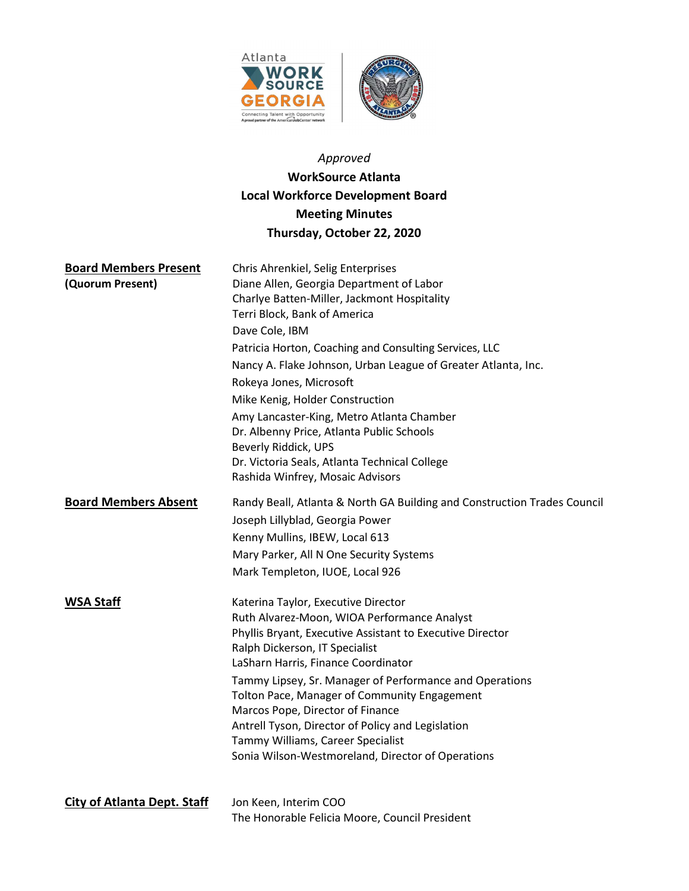*Approved*

**WorkSource Atlanta**
**Local Workforce Development Board**
**Meeting Minutes**
**Thursday, October 22, 2020**

**Board Members Present**
**(Quorum Present)**

Chris Ahrenkiel, Selig Enterprises
Diane Allen, Georgia Department of Labor
Charlye Batten-Miller, Jackmont Hospitality
Terri Block, Bank of America
Dave Cole, IBM
Patricia Horton, Coaching and Consulting Services, LLC
Nancy A. Flake Johnson, Urban League of Greater Atlanta, Inc.
Rokeya Jones, Microsoft
Mike Kenig, Holder Construction
Amy Lancaster-King, Metro Atlanta Chamber
Dr. Albenny Price, Atlanta Public Schools
Beverly Riddick, UPS
Dr. Victoria Seals, Atlanta Technical College
Rashida Winfrey, Mosaic Advisors

**Board Members Absent**

Randy Beall, Atlanta & North GA Building and Construction Trades Council
Joseph Lillyblad, Georgia Power
Kenny Mullins, IBEW, Local 613
Mary Parker, All N One Security Systems
Mark Templeton, IUOE, Local 926

**WSA Staff**

Katerina Taylor, Executive Director
Ruth Alvarez-Moon, WIOA Performance Analyst
Phyllis Bryant, Executive Assistant to Executive Director
Ralph Dickerson, IT Specialist
LaSharn Harris, Finance Coordinator
Tammy Lipsey, Sr. Manager of Performance and Operations
Tolton Pace, Manager of Community Engagement
Marcos Pope, Director of Finance
Antrell Tyson, Director of Policy and Legislation
Tammy Williams, Career Specialist
Sonia Wilson-Westmoreland, Director of Operations

**City of Atlanta Dept. Staff**

Jon Keen, Interim COO
The Honorable Felicia Moore, Council President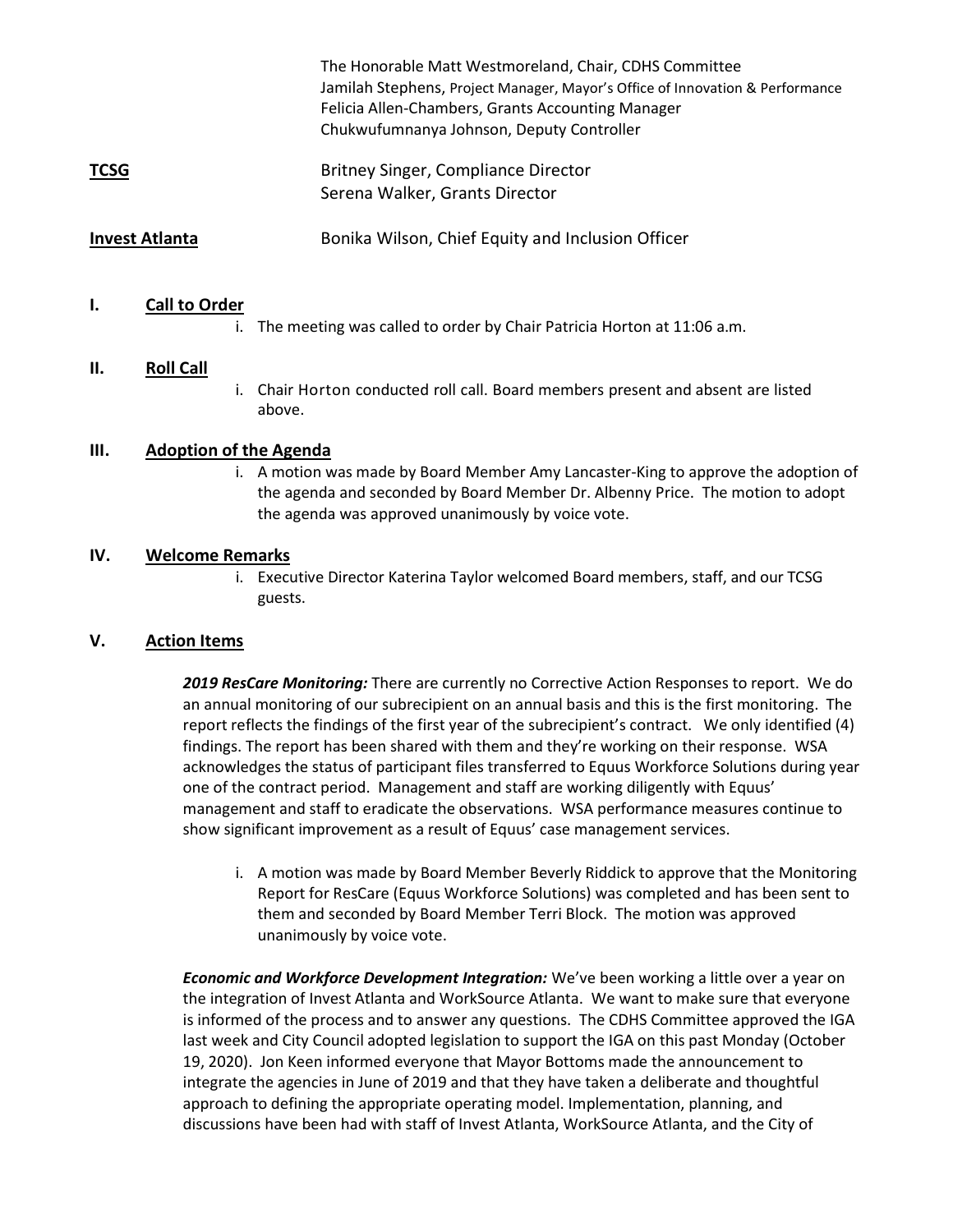The Honorable Matt Westmoreland, Chair, CDHS Committee
Jamilah Stephens, Project Manager, Mayor's Office of Innovation & Performance
Felicia Allen-Chambers, Grants Accounting Manager
Chukwufumnanya Johnson, Deputy Controller

**TCSG** Britney Singer, Compliance Director
Serena Walker, Grants Director

**Invest Atlanta** Bonika Wilson, Chief Equity and Inclusion Officer

## I. Call to Order

i. The meeting was called to order by Chair Patricia Horton at 11:06 a.m.

## II. Roll Call

i. Chair Horton conducted roll call. Board members present and absent are listed above.

## III. Adoption of the Agenda

i. A motion was made by Board Member Amy Lancaster-King to approve the adoption of the agenda and seconded by Board Member Dr. Albenny Price. The motion to adopt the agenda was approved unanimously by voice vote.

## IV. Welcome Remarks

i. Executive Director Katerina Taylor welcomed Board members, staff, and our TCSG guests.

## V. Action Items

***2019 ResCare Monitoring:*** There are currently no Corrective Action Responses to report. We do an annual monitoring of our subrecipient on an annual basis and this is the first monitoring. The report reflects the findings of the first year of the subrecipient's contract. We only identified (4) findings. The report has been shared with them and they're working on their response. WSA acknowledges the status of participant files transferred to Equus Workforce Solutions during year one of the contract period. Management and staff are working diligently with Equus' management and staff to eradicate the observations. WSA performance measures continue to show significant improvement as a result of Equus' case management services.

i. A motion was made by Board Member Beverly Riddick to approve that the Monitoring Report for ResCare (Equus Workforce Solutions) was completed and has been sent to them and seconded by Board Member Terri Block. The motion was approved unanimously by voice vote.

***Economic and Workforce Development Integration:*** We've been working a little over a year on the integration of Invest Atlanta and WorkSource Atlanta. We want to make sure that everyone is informed of the process and to answer any questions. The CDHS Committee approved the IGA last week and City Council adopted legislation to support the IGA on this past Monday (October 19, 2020). Jon Keen informed everyone that Mayor Bottoms made the announcement to integrate the agencies in June of 2019 and that they have taken a deliberate and thoughtful approach to defining the appropriate operating model. Implementation, planning, and discussions have been had with staff of Invest Atlanta, WorkSource Atlanta, and the City of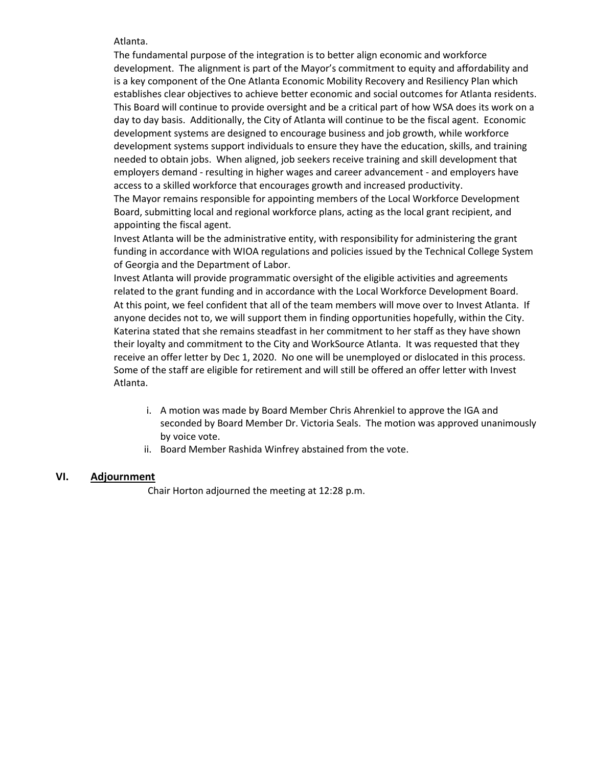Atlanta.

The fundamental purpose of the integration is to better align economic and workforce development. The alignment is part of the Mayor's commitment to equity and affordability and is a key component of the One Atlanta Economic Mobility Recovery and Resiliency Plan which establishes clear objectives to achieve better economic and social outcomes for Atlanta residents. This Board will continue to provide oversight and be a critical part of how WSA does its work on a day to day basis. Additionally, the City of Atlanta will continue to be the fiscal agent. Economic development systems are designed to encourage business and job growth, while workforce development systems support individuals to ensure they have the education, skills, and training needed to obtain jobs. When aligned, job seekers receive training and skill development that employers demand - resulting in higher wages and career advancement - and employers have access to a skilled workforce that encourages growth and increased productivity.

The Mayor remains responsible for appointing members of the Local Workforce Development Board, submitting local and regional workforce plans, acting as the local grant recipient, and appointing the fiscal agent.

Invest Atlanta will be the administrative entity, with responsibility for administering the grant funding in accordance with WIOA regulations and policies issued by the Technical College System of Georgia and the Department of Labor.

Invest Atlanta will provide programmatic oversight of the eligible activities and agreements related to the grant funding and in accordance with the Local Workforce Development Board.

At this point, we feel confident that all of the team members will move over to Invest Atlanta. If anyone decides not to, we will support them in finding opportunities hopefully, within the City. Katerina stated that she remains steadfast in her commitment to her staff as they have shown their loyalty and commitment to the City and WorkSource Atlanta. It was requested that they receive an offer letter by Dec 1, 2020. No one will be unemployed or dislocated in this process. Some of the staff are eligible for retirement and will still be offered an offer letter with Invest Atlanta.

i. A motion was made by Board Member Chris Ahrenkiel to approve the IGA and seconded by Board Member Dr. Victoria Seals. The motion was approved unanimously by voice vote.
ii. Board Member Rashida Winfrey abstained from the vote.

## VI. Adjournment

Chair Horton adjourned the meeting at 12:28 p.m.